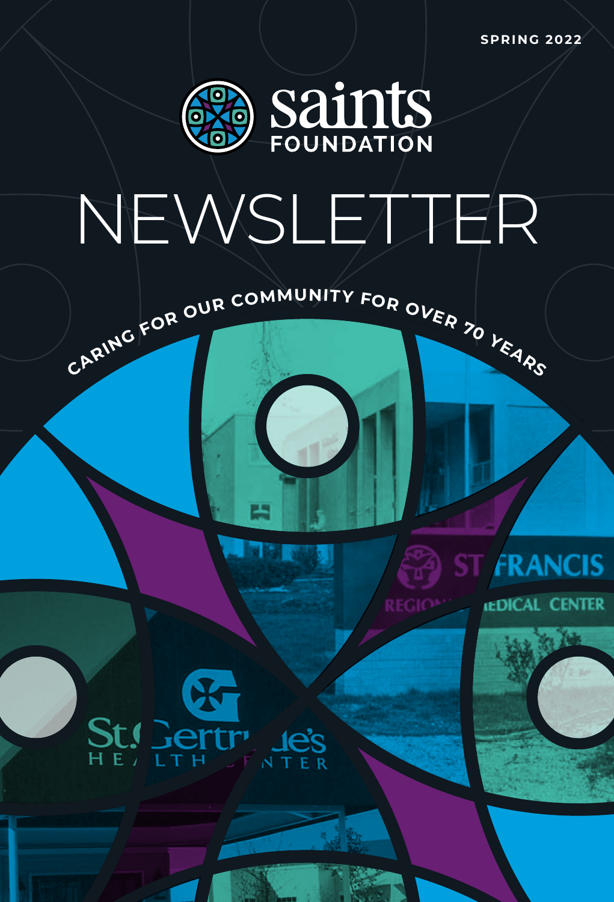SPRING 2022

saints FOUNDATION

# NEWSLETTER

CARING FOR OUR COMMUNITY FOR OVER 70 YEARS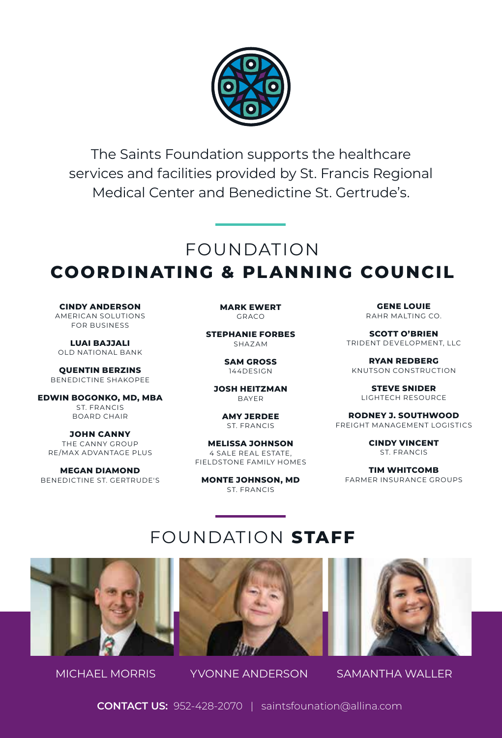The Saints Foundation supports the healthcare services and facilities provided by St. Francis Regional Medical Center and Benedictine St. Gertrude's.

# FOUNDATION **COORDINATING & PLANNING COUNCIL**

**CINDY ANDERSON**
AMERICAN SOLUTIONS FOR BUSINESS

**LUAI BAJJALI**
OLD NATIONAL BANK

**QUENTIN BERZINS**
BENEDICTINE SHAKOPEE

**EDWIN BOGONKO, MD, MBA**
ST. FRANCIS
BOARD CHAIR

**JOHN CANNY**
THE CANNY GROUP
RE/MAX ADVANTAGE PLUS

**MEGAN DIAMOND**
BENEDICTINE ST. GERTRUDE'S

**MARK EWERT**
GRACO

**STEPHANIE FORBES**
SHAZAM

**SAM GROSS**
144DESIGN

**JOSH HEITZMAN**
BAYER

**AMY JERDEE**
ST. FRANCIS

**MELISSA JOHNSON**
4 SALE REAL ESTATE, FIELDSTONE FAMILY HOMES

**MONTE JOHNSON, MD**
ST. FRANCIS

**GENE LOUIE**
RAHR MALTING CO.

**SCOTT O'BRIEN**
TRIDENT DEVELOPMENT, LLC

**RYAN REDBERG**
KNUTSON CONSTRUCTION

**STEVE SNIDER**
LIGHTECH RESOURCE

**RODNEY J. SOUTHWOOD**
FREIGHT MANAGEMENT LOGISTICS

**CINDY VINCENT**
ST. FRANCIS

**TIM WHITCOMB**
FARMER INSURANCE GROUPS

# FOUNDATION **STAFF**

MICHAEL MORRIS

YVONNE ANDERSON

SAMANTHA WALLER

**CONTACT US:** 952-428-2070 | saintsfounation@allina.com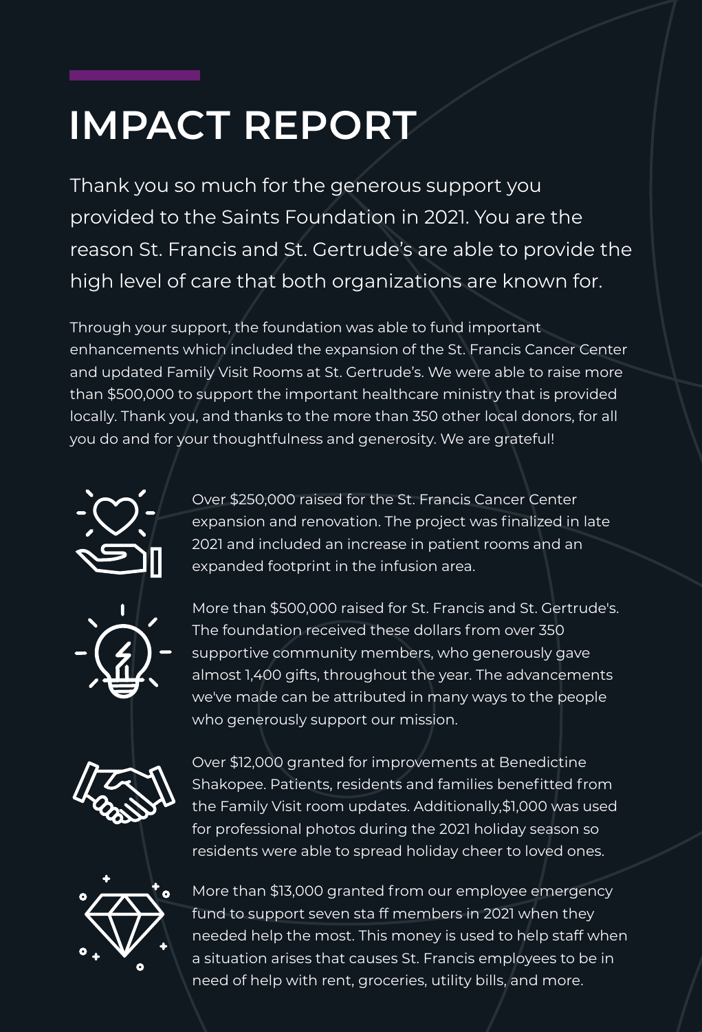# IMPACT REPORT

Thank you so much for the generous support you provided to the Saints Foundation in 2021. You are the reason St. Francis and St. Gertrude's are able to provide the high level of care that both organizations are known for.

Through your support, the foundation was able to fund important enhancements which included the expansion of the St. Francis Cancer Center and updated Family Visit Rooms at St. Gertrude's. We were able to raise more than $500,000 to support the important healthcare ministry that is provided locally. Thank you, and thanks to the more than 350 other local donors, for all you do and for your thoughtfulness and generosity. We are grateful!

Over $250,000 raised for the St. Francis Cancer Center expansion and renovation. The project was finalized in late 2021 and included an increase in patient rooms and an expanded footprint in the infusion area.

More than $500,000 raised for St. Francis and St. Gertrude's. The foundation received these dollars from over 350 supportive community members, who generously gave almost 1,400 gifts, throughout the year. The advancements we've made can be attributed in many ways to the people who generously support our mission.

Over $12,000 granted for improvements at Benedictine Shakopee. Patients, residents and families benefitted from the Family Visit room updates. Additionally,$1,000 was used for professional photos during the 2021 holiday season so residents were able to spread holiday cheer to loved ones.

More than $13,000 granted from our employee emergency fund to support seven sta ff members in 2021 when they needed help the most. This money is used to help staff when a situation arises that causes St. Francis employees to be in need of help with rent, groceries, utility bills, and more.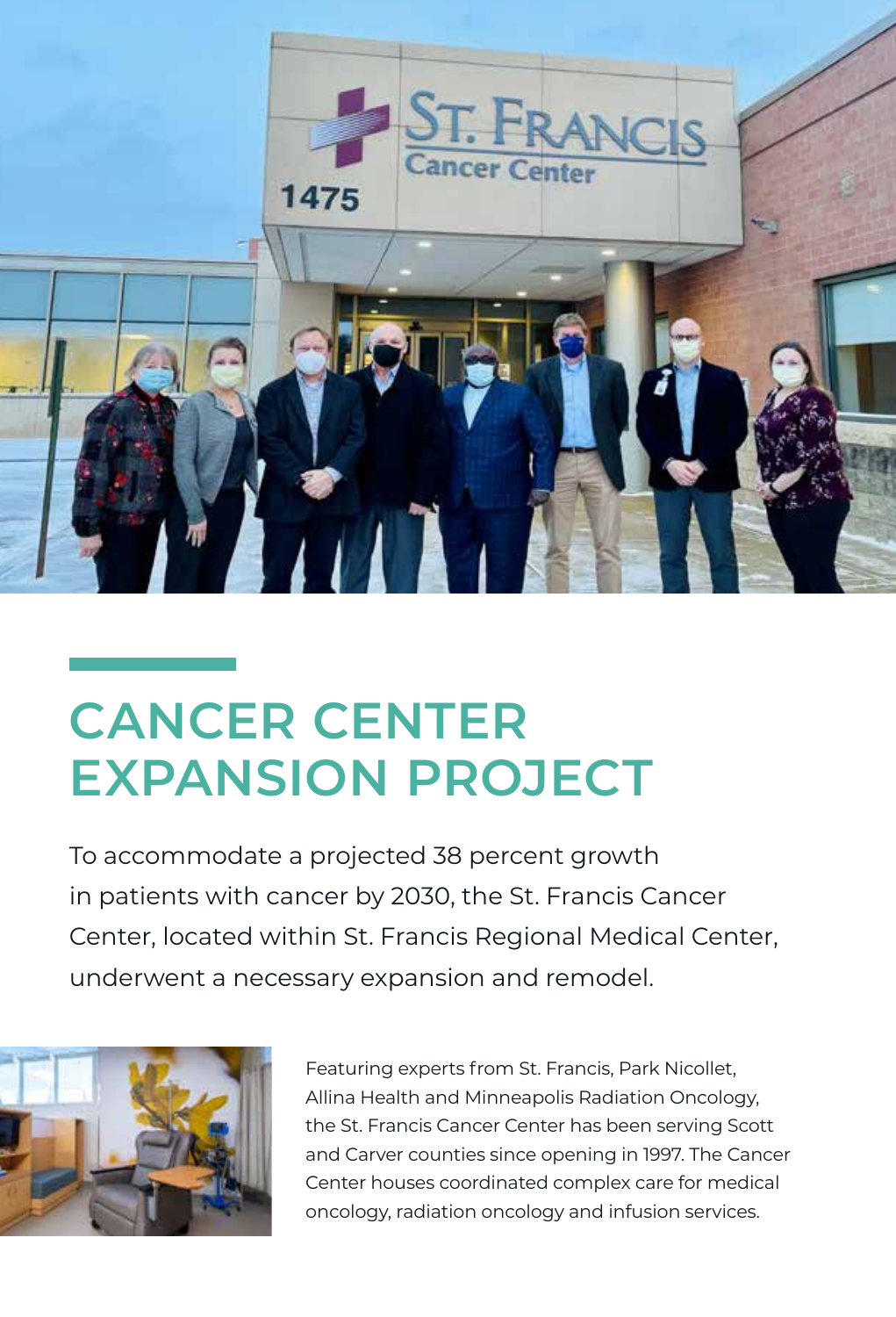# CANCER CENTER EXPANSION PROJECT

To accommodate a projected 38 percent growth in patients with cancer by 2030, the St. Francis Cancer Center, located within St. Francis Regional Medical Center, underwent a necessary expansion and remodel.

Featuring experts from St. Francis, Park Nicollet, Allina Health and Minneapolis Radiation Oncology, the St. Francis Cancer Center has been serving Scott and Carver counties since opening in 1997. The Cancer Center houses coordinated complex care for medical oncology, radiation oncology and infusion services.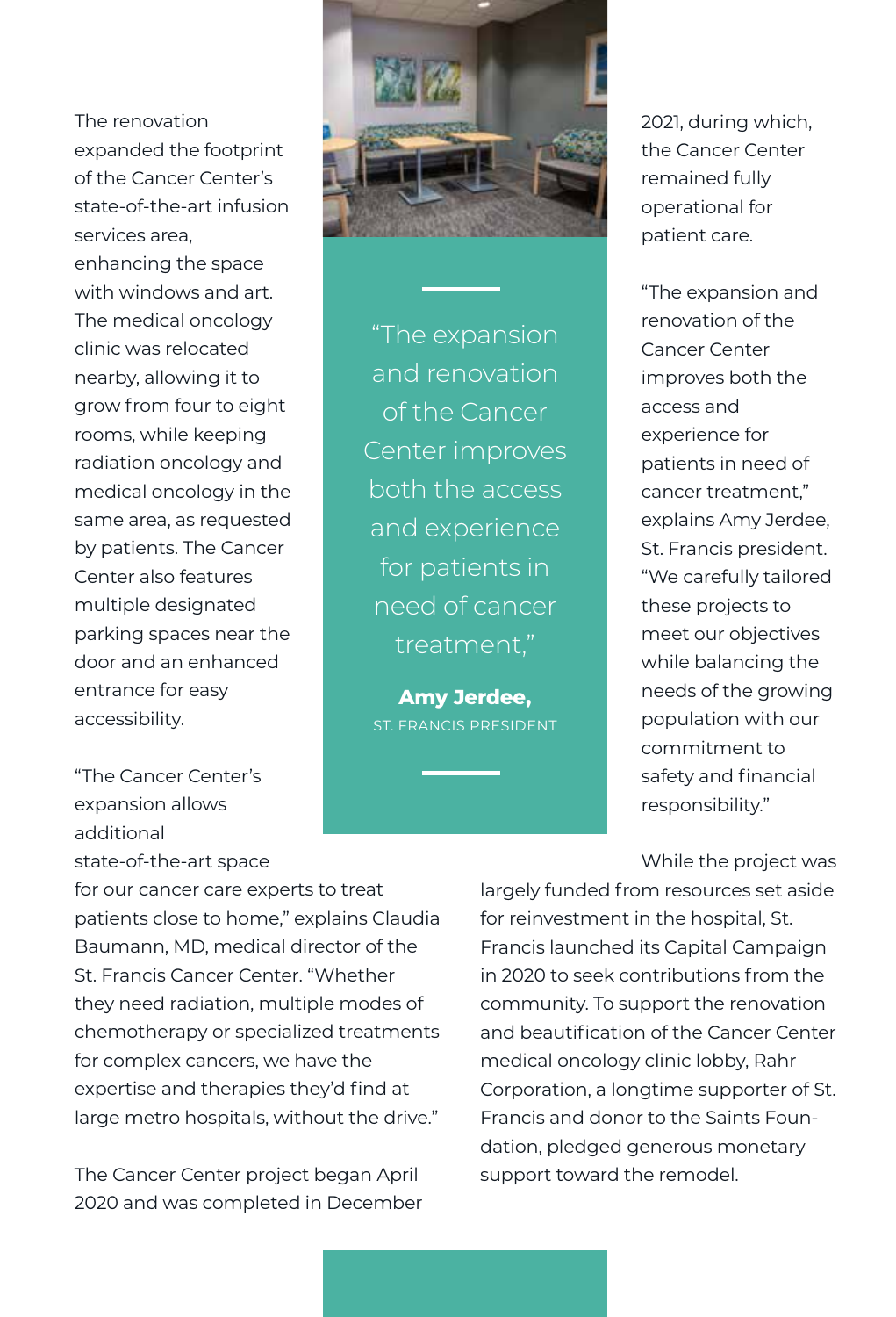The renovation expanded the footprint of the Cancer Center's state-of-the-art infusion services area, enhancing the space with windows and art. The medical oncology clinic was relocated nearby, allowing it to grow from four to eight rooms, while keeping radiation oncology and medical oncology in the same area, as requested by patients. The Cancer Center also features multiple designated parking spaces near the door and an enhanced entrance for easy accessibility.

"The Cancer Center's expansion allows additional state-of-the-art space for our cancer care experts to treat patients close to home," explains Claudia Baumann, MD, medical director of the St. Francis Cancer Center. "Whether they need radiation, multiple modes of chemotherapy or specialized treatments for complex cancers, we have the expertise and therapies they'd find at large metro hospitals, without the drive."

The Cancer Center project began April 2020 and was completed in December 2021, during which, the Cancer Center remained fully operational for patient care.

> "The expansion and renovation of the Cancer Center improves both the access and experience for patients in need of cancer treatment,"
>
> **Amy Jerdee,**
> ST. FRANCIS PRESIDENT

"The expansion and renovation of the Cancer Center improves both the access and experience for patients in need of cancer treatment," explains Amy Jerdee, St. Francis president. "We carefully tailored these projects to meet our objectives while balancing the needs of the growing population with our commitment to safety and financial responsibility."

While the project was largely funded from resources set aside for reinvestment in the hospital, St. Francis launched its Capital Campaign in 2020 to seek contributions from the community. To support the renovation and beautification of the Cancer Center medical oncology clinic lobby, Rahr Corporation, a longtime supporter of St. Francis and donor to the Saints Foundation, pledged generous monetary support toward the remodel.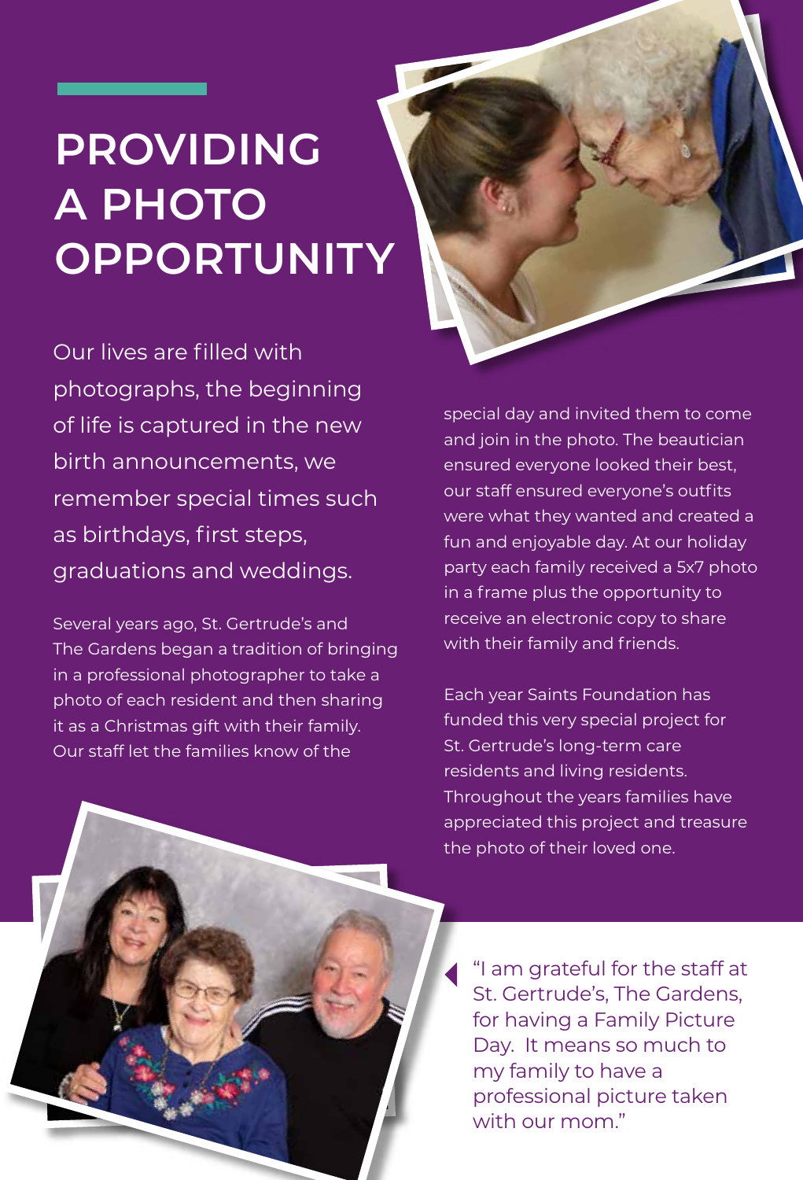# PROVIDING A PHOTO OPPORTUNITY

Our lives are filled with photographs, the beginning of life is captured in the new birth announcements, we remember special times such as birthdays, first steps, graduations and weddings.

Several years ago, St. Gertrude's and The Gardens began a tradition of bringing in a professional photographer to take a photo of each resident and then sharing it as a Christmas gift with their family. Our staff let the families know of the special day and invited them to come and join in the photo. The beautician ensured everyone looked their best, our staff ensured everyone's outfits were what they wanted and created a fun and enjoyable day. At our holiday party each family received a 5x7 photo in a frame plus the opportunity to receive an electronic copy to share with their family and friends.

Each year Saints Foundation has funded this very special project for St. Gertrude's long-term care residents and living residents. Throughout the years families have appreciated this project and treasure the photo of their loved one.

"I am grateful for the staff at St. Gertrude's, The Gardens, for having a Family Picture Day. It means so much to my family to have a professional picture taken with our mom."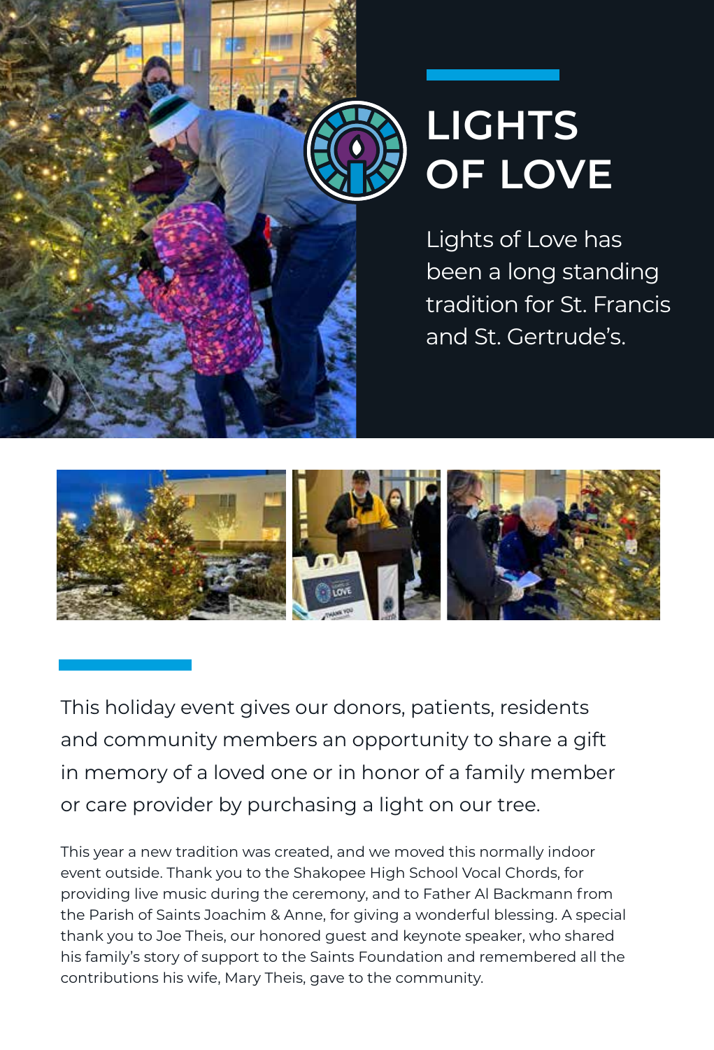# LIGHTS OF LOVE

Lights of Love has been a long standing tradition for St. Francis and St. Gertrude's.

This holiday event gives our donors, patients, residents and community members an opportunity to share a gift in memory of a loved one or in honor of a family member or care provider by purchasing a light on our tree.

This year a new tradition was created, and we moved this normally indoor event outside. Thank you to the Shakopee High School Vocal Chords, for providing live music during the ceremony, and to Father Al Backmann from the Parish of Saints Joachim & Anne, for giving a wonderful blessing. A special thank you to Joe Theis, our honored guest and keynote speaker, who shared his family's story of support to the Saints Foundation and remembered all the contributions his wife, Mary Theis, gave to the community.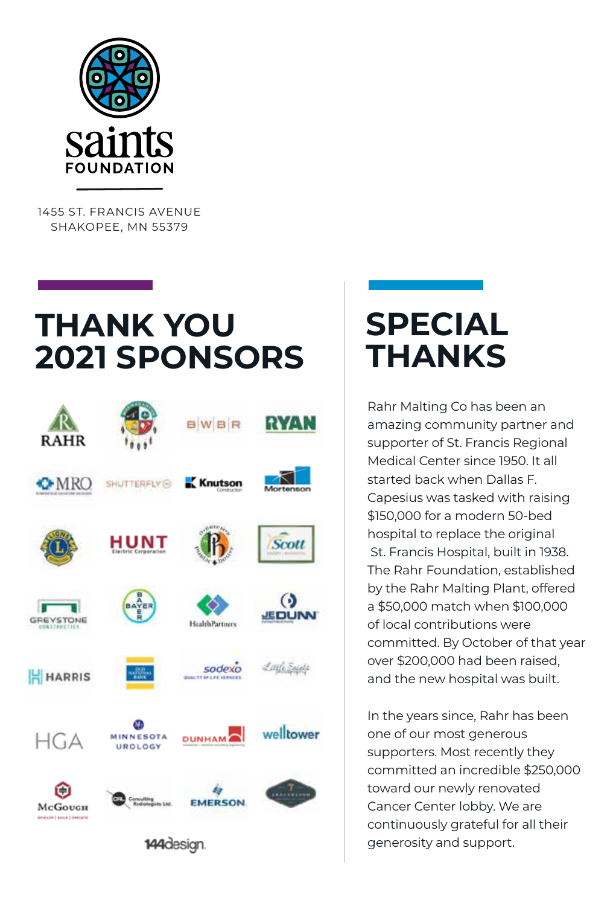saints FOUNDATION

1455 ST. FRANCIS AVENUE
SHAKOPEE, MN 55379

## THANK YOU 2021 SPONSORS

RAHR
B|W|B|R
RYAN
MRO
SHUTTERFLY
Knutson
Mortenson
HUNT Electric Corporation
Scott
GREYSTONE CONSTRUCTION
BAYER
HealthPartners
JE DUNN
HARRIS
OLD NATIONAL BANK
sodexo
Little Saints
HGA
MINNESOTA UROLOGY
DUNHAM
welltower
McGough
Consulting Radiologists Ltd.
EMERSON

144design

## SPECIAL THANKS

Rahr Malting Co has been an amazing community partner and supporter of St. Francis Regional Medical Center since 1950. It all started back when Dallas F. Capesius was tasked with raising $150,000 for a modern 50-bed hospital to replace the original St. Francis Hospital, built in 1938. The Rahr Foundation, established by the Rahr Malting Plant, offered a $50,000 match when $100,000 of local contributions were committed. By October of that year over $200,000 had been raised, and the new hospital was built.

In the years since, Rahr has been one of our most generous supporters. Most recently they committed an incredible $250,000 toward our newly renovated Cancer Center lobby. We are continuously grateful for all their generosity and support.